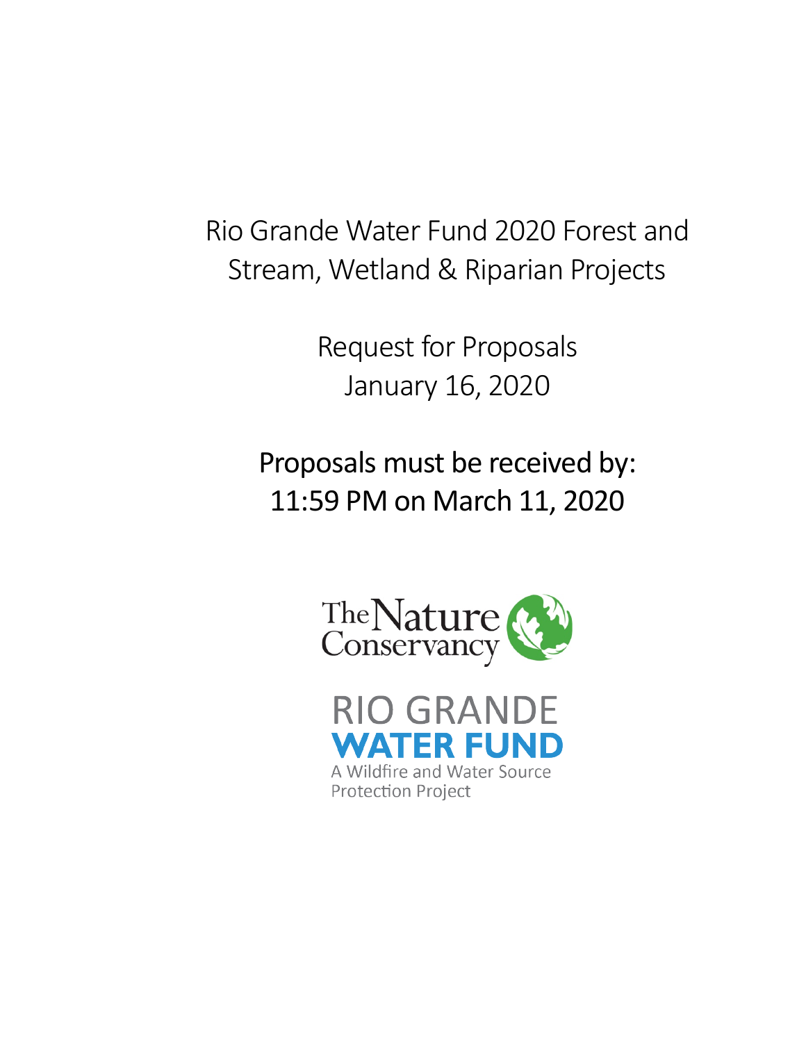# Rio Grande Water Fund 2020 Forest and Stream, Wetland & Riparian Projects

## Request for Proposals
January 16, 2020

**Proposals must be received by:**
**11:59 PM on March 11, 2020**

The Nature Conservancy

RIO GRANDE
**WATER FUND**
A Wildfire and Water Source Protection Project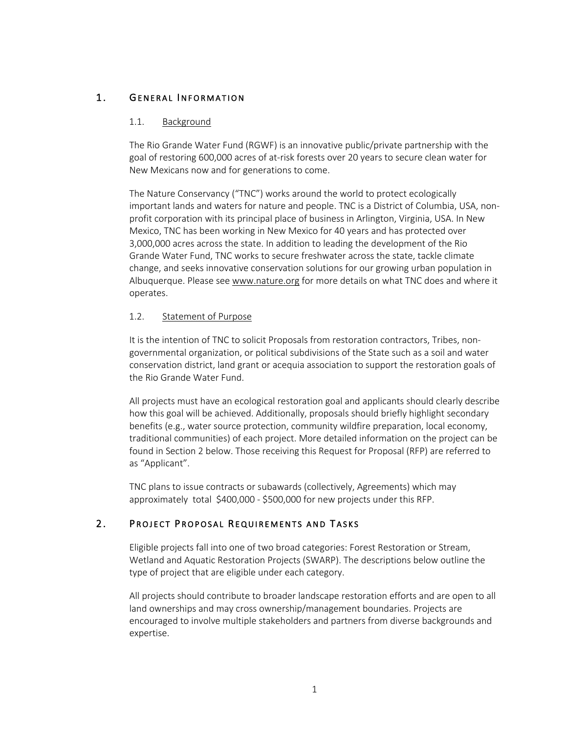## 1. General Information

### 1.1. Background

The Rio Grande Water Fund (RGWF) is an innovative public/private partnership with the goal of restoring 600,000 acres of at-risk forests over 20 years to secure clean water for New Mexicans now and for generations to come.

The Nature Conservancy ("TNC") works around the world to protect ecologically important lands and waters for nature and people. TNC is a District of Columbia, USA, non-profit corporation with its principal place of business in Arlington, Virginia, USA. In New Mexico, TNC has been working in New Mexico for 40 years and has protected over 3,000,000 acres across the state. In addition to leading the development of the Rio Grande Water Fund, TNC works to secure freshwater across the state, tackle climate change, and seeks innovative conservation solutions for our growing urban population in Albuquerque. Please see www.nature.org for more details on what TNC does and where it operates.

### 1.2. Statement of Purpose

It is the intention of TNC to solicit Proposals from restoration contractors, Tribes, non-governmental organization, or political subdivisions of the State such as a soil and water conservation district, land grant or acequia association to support the restoration goals of the Rio Grande Water Fund.

All projects must have an ecological restoration goal and applicants should clearly describe how this goal will be achieved. Additionally, proposals should briefly highlight secondary benefits (e.g., water source protection, community wildfire preparation, local economy, traditional communities) of each project. More detailed information on the project can be found in Section 2 below. Those receiving this Request for Proposal (RFP) are referred to as "Applicant".

TNC plans to issue contracts or subawards (collectively, Agreements) which may approximately total $400,000 - $500,000 for new projects under this RFP.

## 2. Project Proposal Requirements and Tasks

Eligible projects fall into one of two broad categories: Forest Restoration or Stream, Wetland and Aquatic Restoration Projects (SWARP). The descriptions below outline the type of project that are eligible under each category.

All projects should contribute to broader landscape restoration efforts and are open to all land ownerships and may cross ownership/management boundaries. Projects are encouraged to involve multiple stakeholders and partners from diverse backgrounds and expertise.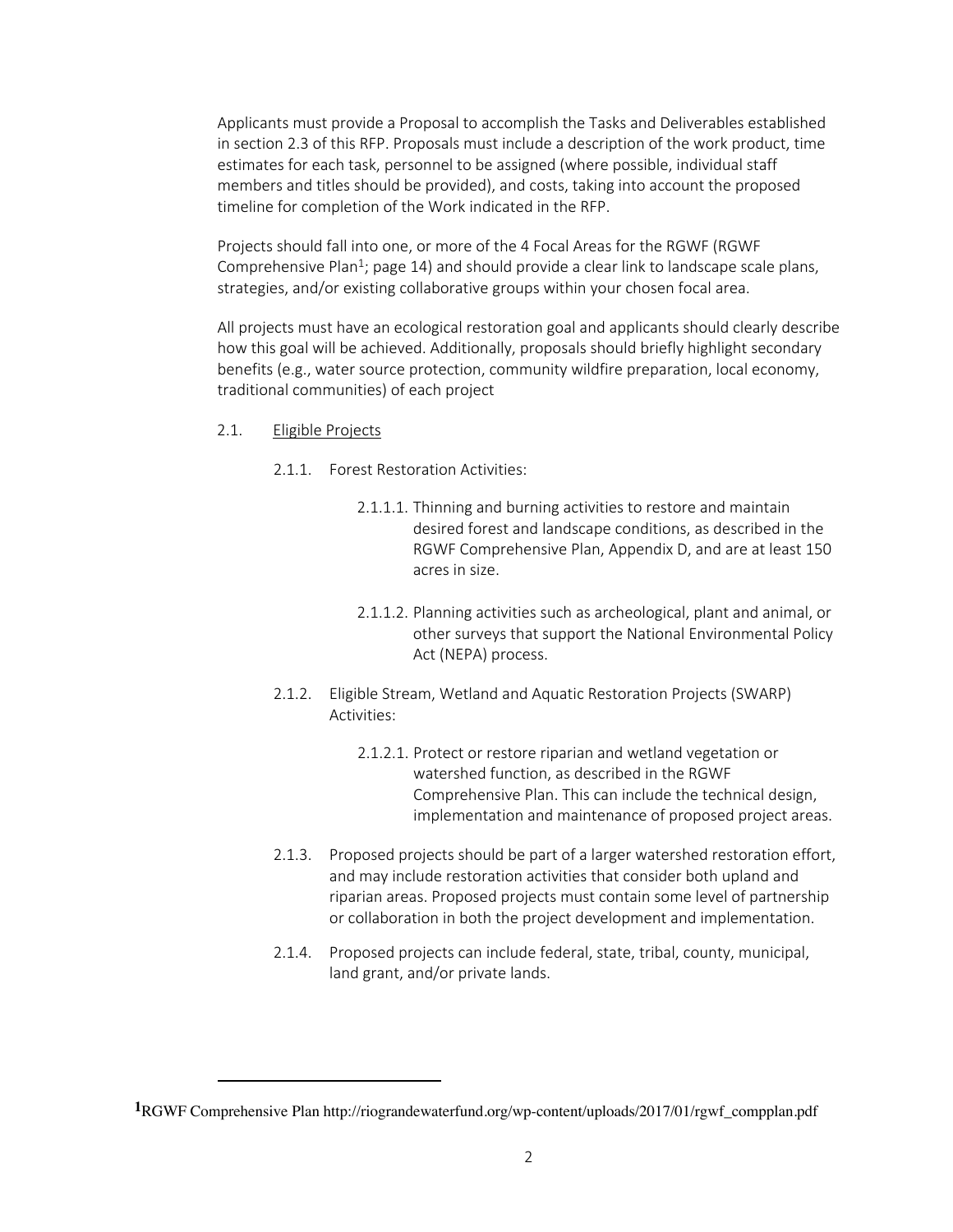Applicants must provide a Proposal to accomplish the Tasks and Deliverables established in section 2.3 of this RFP. Proposals must include a description of the work product, time estimates for each task, personnel to be assigned (where possible, individual staff members and titles should be provided), and costs, taking into account the proposed timeline for completion of the Work indicated in the RFP.

Projects should fall into one, or more of the 4 Focal Areas for the RGWF (RGWF Comprehensive Plan[1]; page 14) and should provide a clear link to landscape scale plans, strategies, and/or existing collaborative groups within your chosen focal area.

All projects must have an ecological restoration goal and applicants should clearly describe how this goal will be achieved. Additionally, proposals should briefly highlight secondary benefits (e.g., water source protection, community wildfire preparation, local economy, traditional communities) of each project

2.1. <u>Eligible Projects</u>

- 2.1.1. Forest Restoration Activities:
  - 2.1.1.1. Thinning and burning activities to restore and maintain desired forest and landscape conditions, as described in the RGWF Comprehensive Plan, Appendix D, and are at least 150 acres in size.
  - 2.1.1.2. Planning activities such as archeological, plant and animal, or other surveys that support the National Environmental Policy Act (NEPA) process.
- 2.1.2. Eligible Stream, Wetland and Aquatic Restoration Projects (SWARP) Activities:
  - 2.1.2.1. Protect or restore riparian and wetland vegetation or watershed function, as described in the RGWF Comprehensive Plan. This can include the technical design, implementation and maintenance of proposed project areas.
- 2.1.3. Proposed projects should be part of a larger watershed restoration effort, and may include restoration activities that consider both upland and riparian areas. Proposed projects must contain some level of partnership or collaboration in both the project development and implementation.
- 2.1.4. Proposed projects can include federal, state, tribal, county, municipal, land grant, and/or private lands.

---

[1] RGWF Comprehensive Plan http://riograndewaterfund.org/wp-content/uploads/2017/01/rgwf_compplan.pdf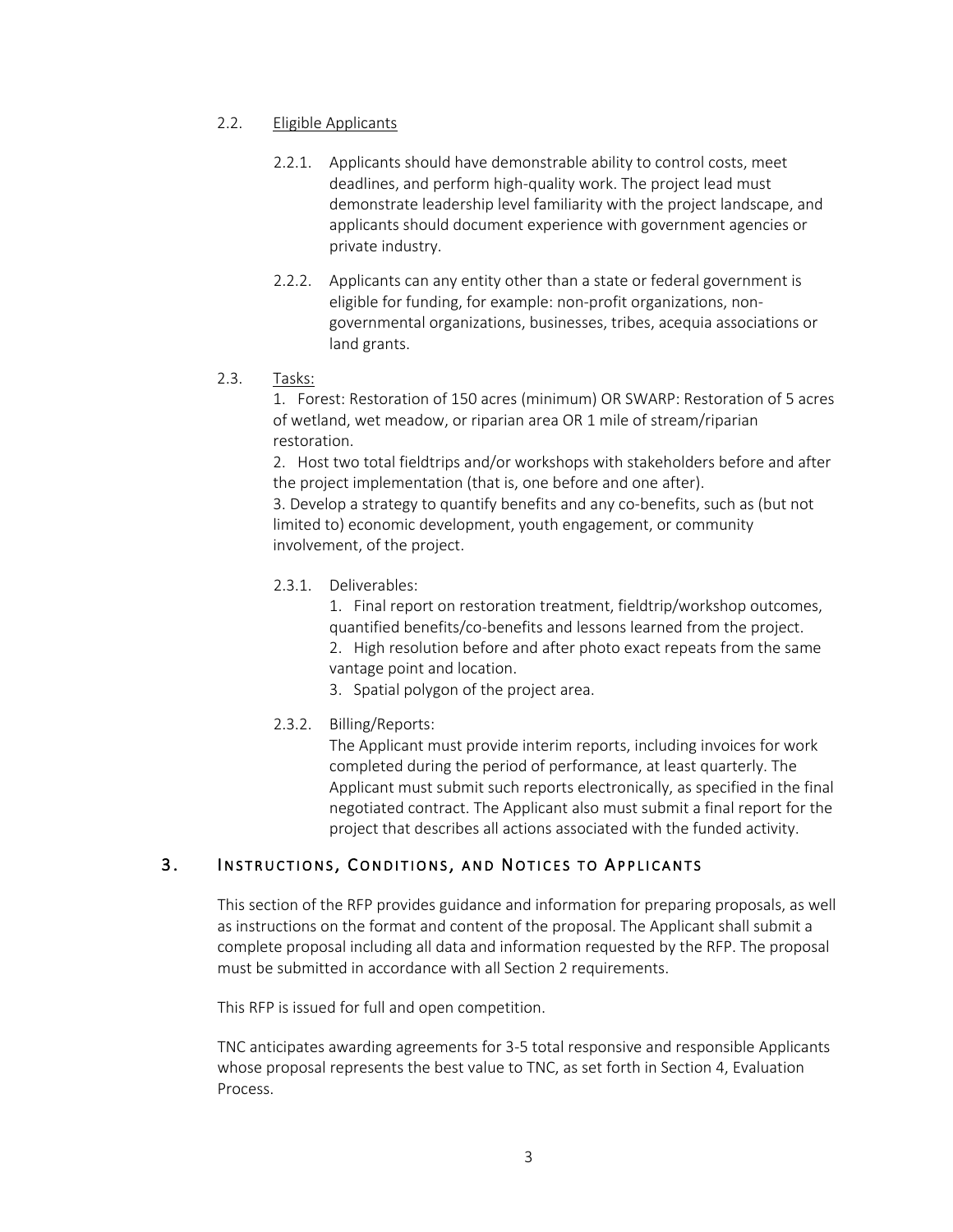### 2.2. Eligible Applicants

2.2.1. Applicants should have demonstrable ability to control costs, meet deadlines, and perform high-quality work. The project lead must demonstrate leadership level familiarity with the project landscape, and applicants should document experience with government agencies or private industry.

2.2.2. Applicants can any entity other than a state or federal government is eligible for funding, for example: non-profit organizations, non-governmental organizations, businesses, tribes, acequia associations or land grants.

### 2.3. Tasks:

1. Forest: Restoration of 150 acres (minimum) OR SWARP: Restoration of 5 acres of wetland, wet meadow, or riparian area OR 1 mile of stream/riparian restoration.
2. Host two total fieldtrips and/or workshops with stakeholders before and after the project implementation (that is, one before and one after).
3. Develop a strategy to quantify benefits and any co-benefits, such as (but not limited to) economic development, youth engagement, or community involvement, of the project.

2.3.1. Deliverables:

1. Final report on restoration treatment, fieldtrip/workshop outcomes, quantified benefits/co-benefits and lessons learned from the project.
2. High resolution before and after photo exact repeats from the same vantage point and location.
3. Spatial polygon of the project area.

2.3.2. Billing/Reports:

The Applicant must provide interim reports, including invoices for work completed during the period of performance, at least quarterly. The Applicant must submit such reports electronically, as specified in the final negotiated contract. The Applicant also must submit a final report for the project that describes all actions associated with the funded activity.

## 3. Instructions, Conditions, and Notices to Applicants

This section of the RFP provides guidance and information for preparing proposals, as well as instructions on the format and content of the proposal. The Applicant shall submit a complete proposal including all data and information requested by the RFP. The proposal must be submitted in accordance with all Section 2 requirements.

This RFP is issued for full and open competition.

TNC anticipates awarding agreements for 3-5 total responsive and responsible Applicants whose proposal represents the best value to TNC, as set forth in Section 4, Evaluation Process.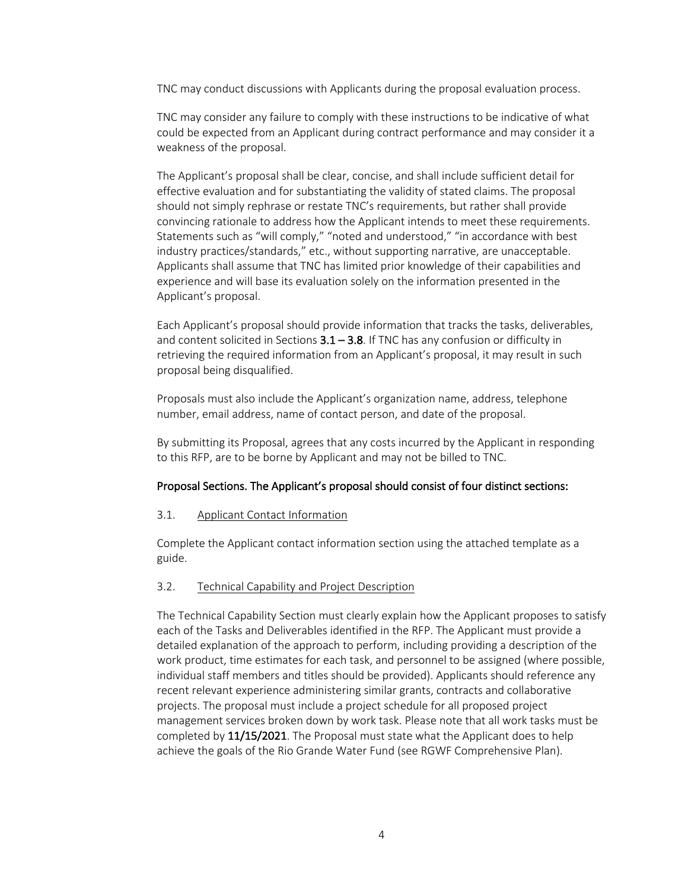TNC may conduct discussions with Applicants during the proposal evaluation process.

TNC may consider any failure to comply with these instructions to be indicative of what could be expected from an Applicant during contract performance and may consider it a weakness of the proposal.

The Applicant's proposal shall be clear, concise, and shall include sufficient detail for effective evaluation and for substantiating the validity of stated claims. The proposal should not simply rephrase or restate TNC's requirements, but rather shall provide convincing rationale to address how the Applicant intends to meet these requirements. Statements such as "will comply," "noted and understood," "in accordance with best industry practices/standards," etc., without supporting narrative, are unacceptable. Applicants shall assume that TNC has limited prior knowledge of their capabilities and experience and will base its evaluation solely on the information presented in the Applicant's proposal.

Each Applicant's proposal should provide information that tracks the tasks, deliverables, and content solicited in Sections **3.1 – 3.8**. If TNC has any confusion or difficulty in retrieving the required information from an Applicant's proposal, it may result in such proposal being disqualified.

Proposals must also include the Applicant's organization name, address, telephone number, email address, name of contact person, and date of the proposal.

By submitting its Proposal, agrees that any costs incurred by the Applicant in responding to this RFP, are to be borne by Applicant and may not be billed to TNC.

### Proposal Sections. The Applicant's proposal should consist of four distinct sections:

#### 3.1. Applicant Contact Information

Complete the Applicant contact information section using the attached template as a guide.

#### 3.2. Technical Capability and Project Description

The Technical Capability Section must clearly explain how the Applicant proposes to satisfy each of the Tasks and Deliverables identified in the RFP. The Applicant must provide a detailed explanation of the approach to perform, including providing a description of the work product, time estimates for each task, and personnel to be assigned (where possible, individual staff members and titles should be provided). Applicants should reference any recent relevant experience administering similar grants, contracts and collaborative projects. The proposal must include a project schedule for all proposed project management services broken down by work task. Please note that all work tasks must be completed by **11/15/2021**. The Proposal must state what the Applicant does to help achieve the goals of the Rio Grande Water Fund (see RGWF Comprehensive Plan).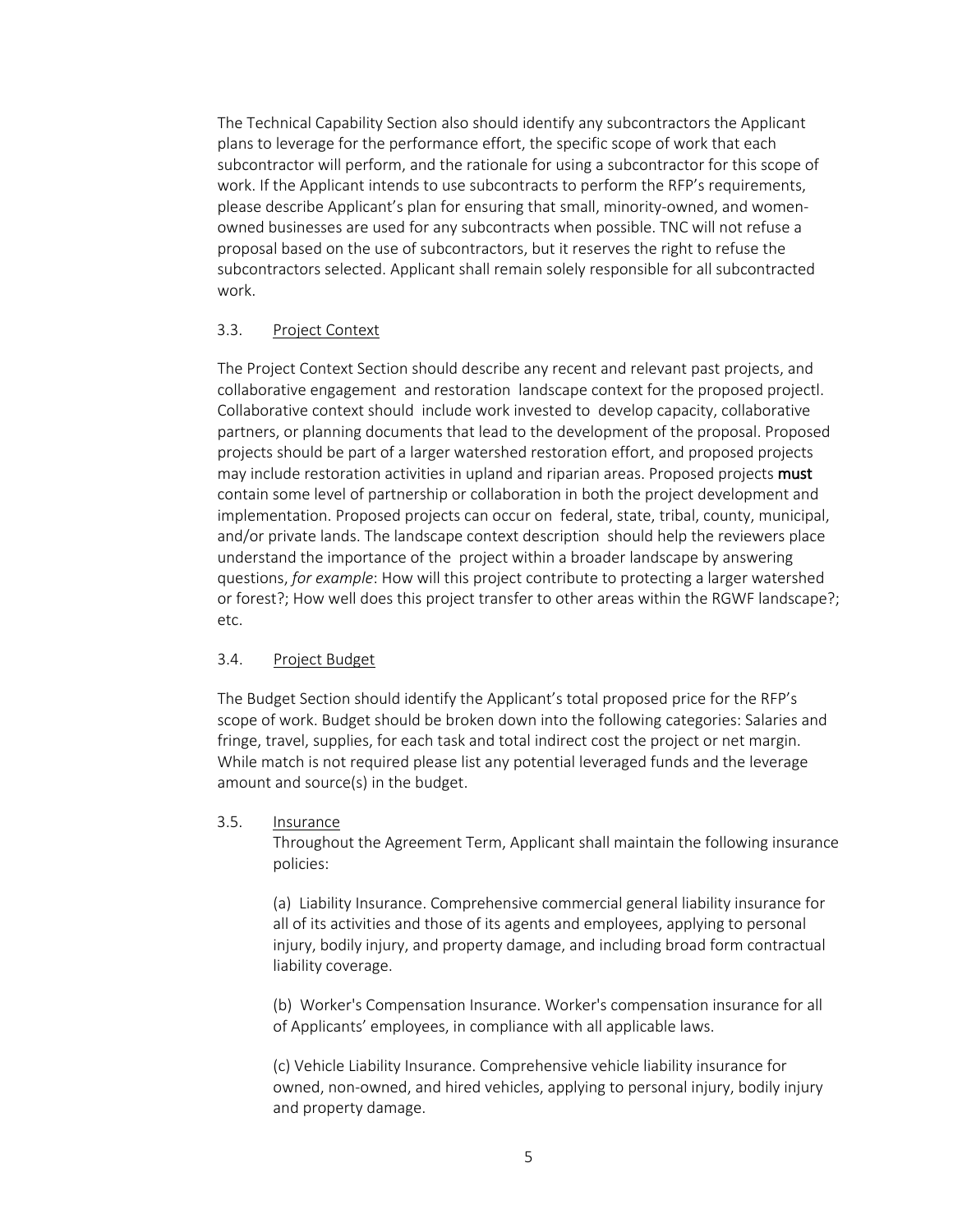The Technical Capability Section also should identify any subcontractors the Applicant plans to leverage for the performance effort, the specific scope of work that each subcontractor will perform, and the rationale for using a subcontractor for this scope of work. If the Applicant intends to use subcontracts to perform the RFP's requirements, please describe Applicant's plan for ensuring that small, minority-owned, and women-owned businesses are used for any subcontracts when possible. TNC will not refuse a proposal based on the use of subcontractors, but it reserves the right to refuse the subcontractors selected. Applicant shall remain solely responsible for all subcontracted work.

### 3.3. Project Context

The Project Context Section should describe any recent and relevant past projects, and collaborative engagement and restoration landscape context for the proposed projectl. Collaborative context should include work invested to develop capacity, collaborative partners, or planning documents that lead to the development of the proposal. Proposed projects should be part of a larger watershed restoration effort, and proposed projects may include restoration activities in upland and riparian areas. Proposed projects **must** contain some level of partnership or collaboration in both the project development and implementation. Proposed projects can occur on federal, state, tribal, county, municipal, and/or private lands. The landscape context description should help the reviewers place understand the importance of the project within a broader landscape by answering questions, *for example*: How will this project contribute to protecting a larger watershed or forest?; How well does this project transfer to other areas within the RGWF landscape?; etc.

### 3.4. Project Budget

The Budget Section should identify the Applicant's total proposed price for the RFP's scope of work. Budget should be broken down into the following categories: Salaries and fringe, travel, supplies, for each task and total indirect cost the project or net margin. While match is not required please list any potential leveraged funds and the leverage amount and source(s) in the budget.

### 3.5. Insurance

Throughout the Agreement Term, Applicant shall maintain the following insurance policies:

(a) Liability Insurance. Comprehensive commercial general liability insurance for all of its activities and those of its agents and employees, applying to personal injury, bodily injury, and property damage, and including broad form contractual liability coverage.

(b) Worker's Compensation Insurance. Worker's compensation insurance for all of Applicants' employees, in compliance with all applicable laws.

(c) Vehicle Liability Insurance. Comprehensive vehicle liability insurance for owned, non-owned, and hired vehicles, applying to personal injury, bodily injury and property damage.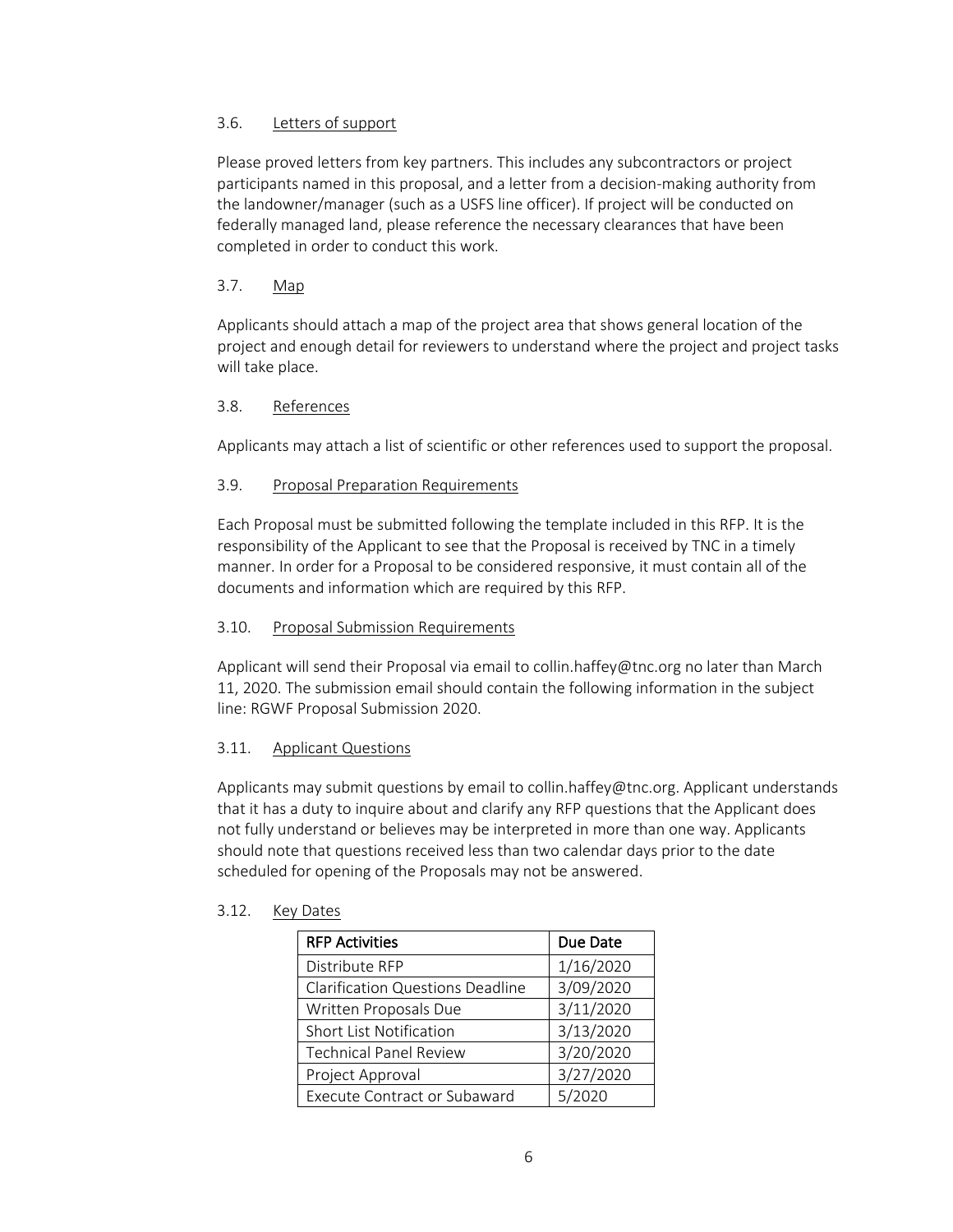### 3.6. Letters of support

Please proved letters from key partners. This includes any subcontractors or project participants named in this proposal, and a letter from a decision-making authority from the landowner/manager (such as a USFS line officer). If project will be conducted on federally managed land, please reference the necessary clearances that have been completed in order to conduct this work.

### 3.7. Map

Applicants should attach a map of the project area that shows general location of the project and enough detail for reviewers to understand where the project and project tasks will take place.

### 3.8. References

Applicants may attach a list of scientific or other references used to support the proposal.

### 3.9. Proposal Preparation Requirements

Each Proposal must be submitted following the template included in this RFP. It is the responsibility of the Applicant to see that the Proposal is received by TNC in a timely manner. In order for a Proposal to be considered responsive, it must contain all of the documents and information which are required by this RFP.

### 3.10. Proposal Submission Requirements

Applicant will send their Proposal via email to collin.haffey@tnc.org no later than March 11, 2020. The submission email should contain the following information in the subject line: RGWF Proposal Submission 2020.

### 3.11. Applicant Questions

Applicants may submit questions by email to collin.haffey@tnc.org. Applicant understands that it has a duty to inquire about and clarify any RFP questions that the Applicant does not fully understand or believes may be interpreted in more than one way. Applicants should note that questions received less than two calendar days prior to the date scheduled for opening of the Proposals may not be answered.

### 3.12. Key Dates

| RFP Activities | Due Date |
|---|---|
| Distribute RFP | 1/16/2020 |
| Clarification Questions Deadline | 3/09/2020 |
| Written Proposals Due | 3/11/2020 |
| Short List Notification | 3/13/2020 |
| Technical Panel Review | 3/20/2020 |
| Project Approval | 3/27/2020 |
| Execute Contract or Subaward | 5/2020 |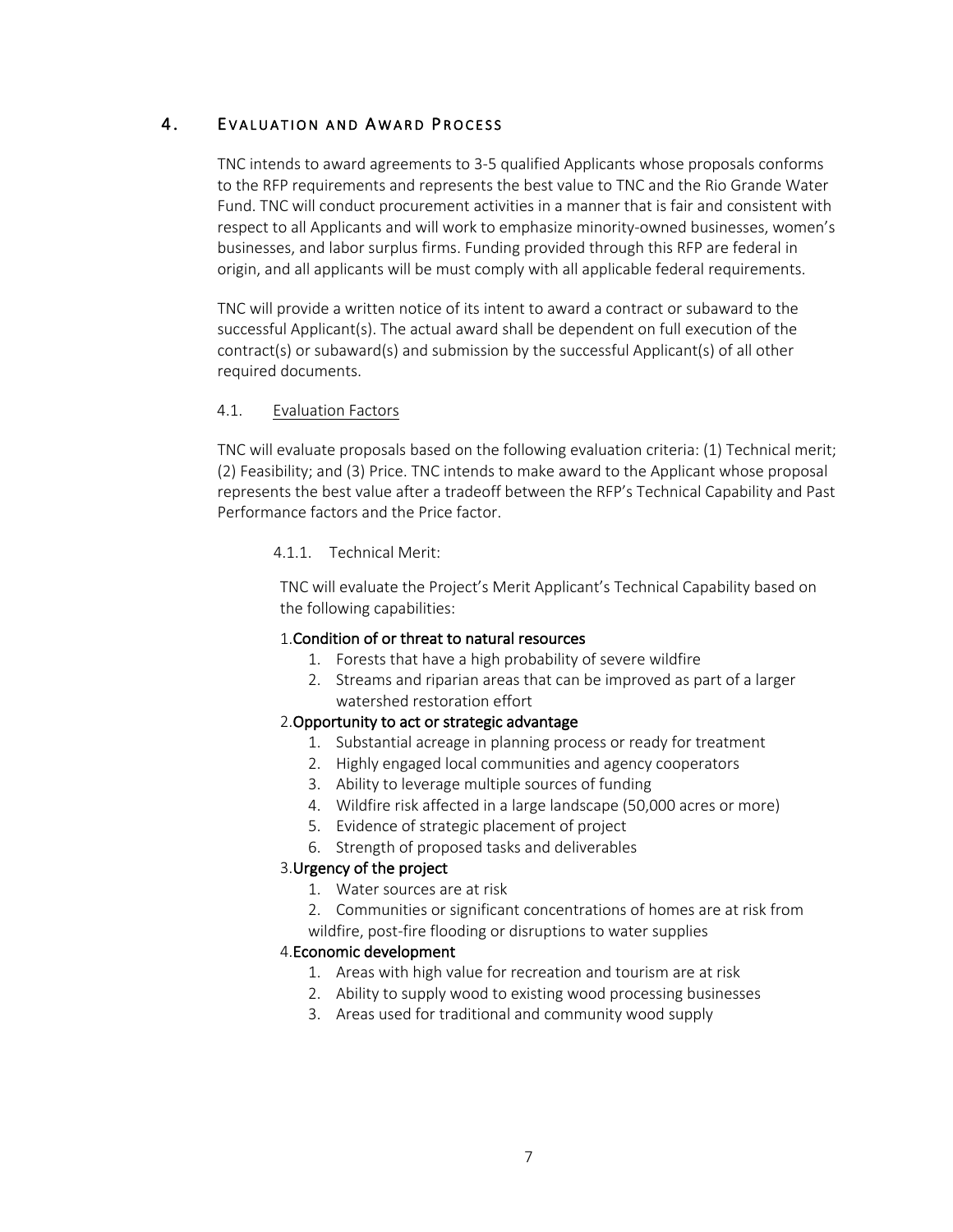## 4. Evaluation and Award Process

TNC intends to award agreements to 3-5 qualified Applicants whose proposals conforms to the RFP requirements and represents the best value to TNC and the Rio Grande Water Fund. TNC will conduct procurement activities in a manner that is fair and consistent with respect to all Applicants and will work to emphasize minority-owned businesses, women's businesses, and labor surplus firms. Funding provided through this RFP are federal in origin, and all applicants will be must comply with all applicable federal requirements.

TNC will provide a written notice of its intent to award a contract or subaward to the successful Applicant(s). The actual award shall be dependent on full execution of the contract(s) or subaward(s) and submission by the successful Applicant(s) of all other required documents.

### 4.1. Evaluation Factors

TNC will evaluate proposals based on the following evaluation criteria: (1) Technical merit; (2) Feasibility; and (3) Price. TNC intends to make award to the Applicant whose proposal represents the best value after a tradeoff between the RFP's Technical Capability and Past Performance factors and the Price factor.

#### 4.1.1. Technical Merit:

TNC will evaluate the Project's Merit Applicant's Technical Capability based on the following capabilities:

1. Condition of or threat to natural resources
    1. Forests that have a high probability of severe wildfire
    2. Streams and riparian areas that can be improved as part of a larger watershed restoration effort
2. Opportunity to act or strategic advantage
    1. Substantial acreage in planning process or ready for treatment
    2. Highly engaged local communities and agency cooperators
    3. Ability to leverage multiple sources of funding
    4. Wildfire risk affected in a large landscape (50,000 acres or more)
    5. Evidence of strategic placement of project
    6. Strength of proposed tasks and deliverables
3. Urgency of the project
    1. Water sources are at risk
    2. Communities or significant concentrations of homes are at risk from wildfire, post-fire flooding or disruptions to water supplies
4. Economic development
    1. Areas with high value for recreation and tourism are at risk
    2. Ability to supply wood to existing wood processing businesses
    3. Areas used for traditional and community wood supply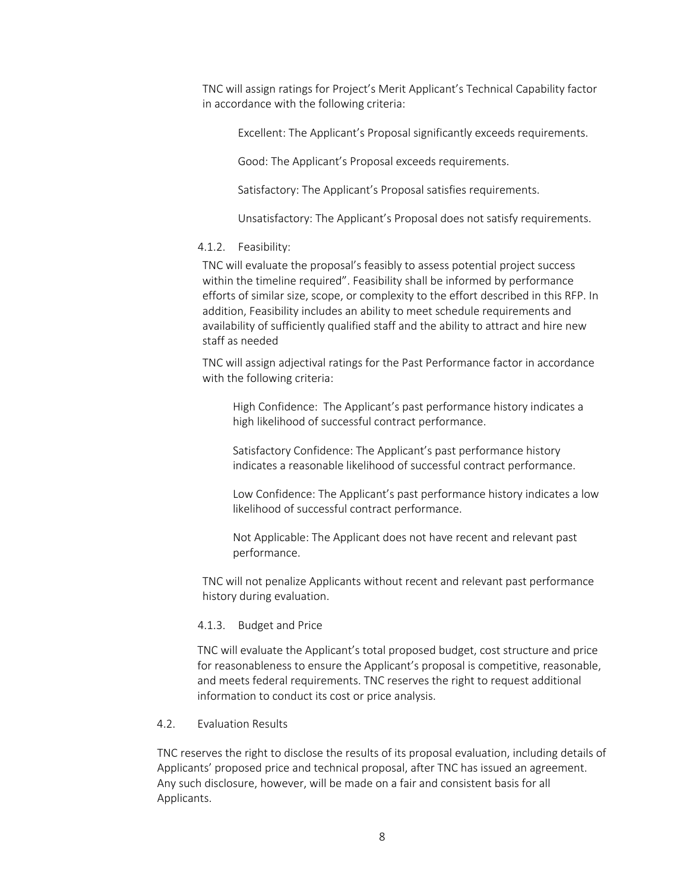TNC will assign ratings for Project's Merit Applicant's Technical Capability factor in accordance with the following criteria:

> Excellent: The Applicant's Proposal significantly exceeds requirements.
>
> Good: The Applicant's Proposal exceeds requirements.
>
> Satisfactory: The Applicant's Proposal satisfies requirements.
>
> Unsatisfactory: The Applicant's Proposal does not satisfy requirements.

#### 4.1.2. Feasibility:

TNC will evaluate the proposal's feasibly to assess potential project success within the timeline required". Feasibility shall be informed by performance efforts of similar size, scope, or complexity to the effort described in this RFP. In addition, Feasibility includes an ability to meet schedule requirements and availability of sufficiently qualified staff and the ability to attract and hire new staff as needed

TNC will assign adjectival ratings for the Past Performance factor in accordance with the following criteria:

> High Confidence: The Applicant's past performance history indicates a high likelihood of successful contract performance.
>
> Satisfactory Confidence: The Applicant's past performance history indicates a reasonable likelihood of successful contract performance.
>
> Low Confidence: The Applicant's past performance history indicates a low likelihood of successful contract performance.
>
> Not Applicable: The Applicant does not have recent and relevant past performance.

TNC will not penalize Applicants without recent and relevant past performance history during evaluation.

#### 4.1.3. Budget and Price

TNC will evaluate the Applicant's total proposed budget, cost structure and price for reasonableness to ensure the Applicant's proposal is competitive, reasonable, and meets federal requirements. TNC reserves the right to request additional information to conduct its cost or price analysis.

### 4.2. Evaluation Results

TNC reserves the right to disclose the results of its proposal evaluation, including details of Applicants' proposed price and technical proposal, after TNC has issued an agreement. Any such disclosure, however, will be made on a fair and consistent basis for all Applicants.